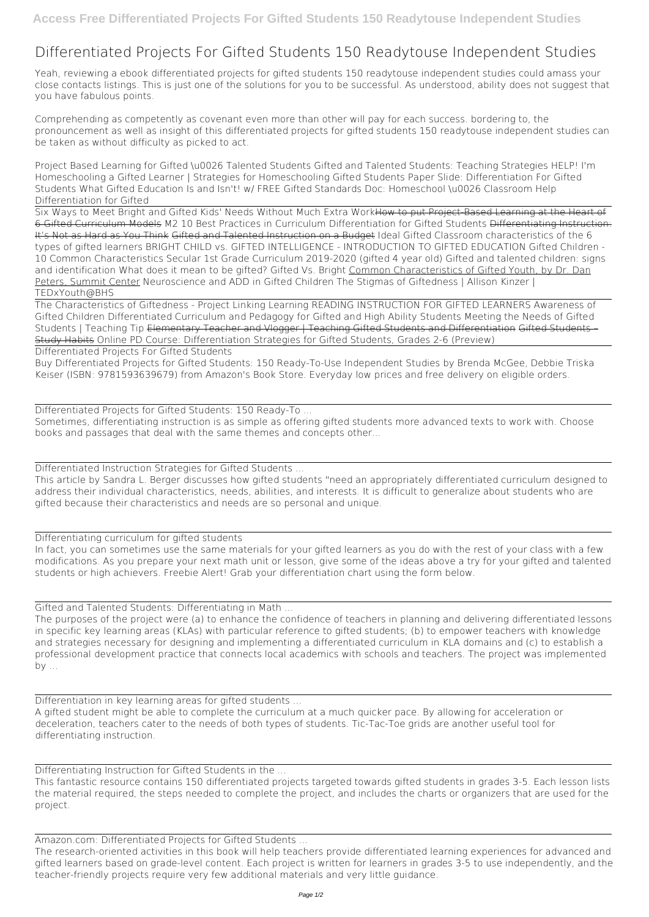# Differentiated Projects For Gifted Students 150 Readytouse Independent Studies

Yeah, reviewing a ebook differentiated projects for gifted students 150 readytouse independent studies could amass your close contacts listings. This is just one of the solutions for you to be successful. As understood, ability does not suggest that you have fabulous points.

Comprehending as competently as covenant even more than other will pay for each success. bordering to, the pronouncement as well as insight of this differentiated projects for gifted students 150 readytouse independent studies can be taken as without difficulty as picked to act.

*Project Based Learning for Gifted \u0026 Talented Students Gifted and Talented Students: Teaching Strategies HELP! I'm Homeschooling a Gifted Learner | Strategies for Homeschooling Gifted Students Paper Slide: Differentiation For Gifted Students What Gifted Education Is and Isn't! w/ FREE Gifted Standards Doc: Homeschool \u0026 Classroom Help Differentiation for Gifted*

Six Ways to Meet Bright and Gifted Kids' Needs Without Much Extra Work~~How to put Project-Based Learning at the Heart of 6 Gifted Curriculum Models~~ *M2 10 Best Practices in Curriculum Differentiation for Gifted Students* ~~Differentiating Instruction: It's Not as Hard as You Think~~ ~~Gifted and Talented Instruction on a Budget~~ *Ideal Gifted Classroom characteristics of the 6 types of gifted learners BRIGHT CHILD vs. GIFTED INTELLIGENCE - INTRODUCTION TO GIFTED EDUCATION Gifted Children - 10 Common Characteristics Secular 1st Grade Curriculum 2019-2020 (gifted 4 year old) Gifted and talented children: signs and identification What does it mean to be gifted? Gifted Vs. Bright* Common Characteristics of Gifted Youth, by Dr. Dan Peters, Summit Center *Neuroscience and ADD in Gifted Children The Stigmas of Giftedness | Allison Kinzer | TEDxYouth@BHS*

*The Characteristics of Giftedness - Project Linking Learning READING INSTRUCTION FOR GIFTED LEARNERS Awareness of Gifted Children Differentiated Curriculum and Pedagogy for Gifted and High Ability Students Meeting the Needs of Gifted Students | Teaching Tip* ~~Elementary Teacher and Vlogger | Teaching Gifted Students and Differentiation~~ ~~Gifted Students – Study Habits~~ *Online PD Course: Differentiation Strategies for Gifted Students, Grades 2-6 (Preview)*

Differentiated Projects For Gifted Students

Buy Differentiated Projects for Gifted Students: 150 Ready-To-Use Independent Studies by Brenda McGee, Debbie Triska Keiser (ISBN: 9781593639679) from Amazon's Book Store. Everyday low prices and free delivery on eligible orders.

Differentiated Projects for Gifted Students: 150 Ready-To ...

Sometimes, differentiating instruction is as simple as offering gifted students more advanced texts to work with. Choose books and passages that deal with the same themes and concepts other...

Differentiated Instruction Strategies for Gifted Students ...

This article by Sandra L. Berger discusses how gifted students "need an appropriately differentiated curriculum designed to address their individual characteristics, needs, abilities, and interests. It is difficult to generalize about students who are gifted because their characteristics and needs are so personal and unique.

Differentiating curriculum for gifted students

In fact, you can sometimes use the same materials for your gifted learners as you do with the rest of your class with a few modifications. As you prepare your next math unit or lesson, give some of the ideas above a try for your gifted and talented students or high achievers. Freebie Alert! Grab your differentiation chart using the form below.

Gifted and Talented Students: Differentiating in Math ...

The purposes of the project were (a) to enhance the confidence of teachers in planning and delivering differentiated lessons in specific key learning areas (KLAs) with particular reference to gifted students; (b) to empower teachers with knowledge and strategies necessary for designing and implementing a differentiated curriculum in KLA domains and (c) to establish a professional development practice that connects local academics with schools and teachers. The project was implemented by ...

Differentiation in key learning areas for gifted students ...

A gifted student might be able to complete the curriculum at a much quicker pace. By allowing for acceleration or deceleration, teachers cater to the needs of both types of students. Tic-Tac-Toe grids are another useful tool for differentiating instruction.

Differentiating Instruction for Gifted Students in the ...

This fantastic resource contains 150 differentiated projects targeted towards gifted students in grades 3-5. Each lesson lists the material required, the steps needed to complete the project, and includes the charts or organizers that are used for the project.

Amazon.com: Differentiated Projects for Gifted Students ...

The research-oriented activities in this book will help teachers provide differentiated learning experiences for advanced and gifted learners based on grade-level content. Each project is written for learners in grades 3-5 to use independently, and the teacher-friendly projects require very few additional materials and very little guidance.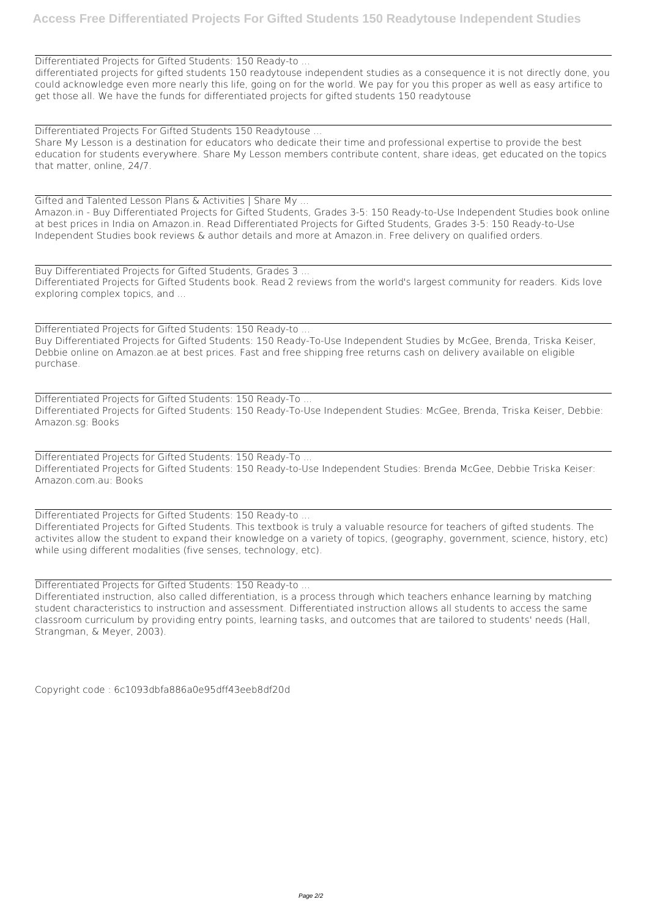Differentiated Projects for Gifted Students: 150 Ready-to ...

differentiated projects for gifted students 150 readytouse independent studies as a consequence it is not directly done, you could acknowledge even more nearly this life, going on for the world. We pay for you this proper as well as easy artifice to get those all. We have the funds for differentiated projects for gifted students 150 readytouse

Differentiated Projects For Gifted Students 150 Readytouse ...

Share My Lesson is a destination for educators who dedicate their time and professional expertise to provide the best education for students everywhere. Share My Lesson members contribute content, share ideas, get educated on the topics that matter, online, 24/7.

Gifted and Talented Lesson Plans & Activities | Share My ...

Amazon.in - Buy Differentiated Projects for Gifted Students, Grades 3-5: 150 Ready-to-Use Independent Studies book online at best prices in India on Amazon.in. Read Differentiated Projects for Gifted Students, Grades 3-5: 150 Ready-to-Use Independent Studies book reviews & author details and more at Amazon.in. Free delivery on qualified orders.

Buy Differentiated Projects for Gifted Students, Grades 3 ...

Differentiated Projects for Gifted Students book. Read 2 reviews from the world's largest community for readers. Kids love exploring complex topics, and ...

Differentiated Projects for Gifted Students: 150 Ready-to ...

Buy Differentiated Projects for Gifted Students: 150 Ready-To-Use Independent Studies by McGee, Brenda, Triska Keiser, Debbie online on Amazon.ae at best prices. Fast and free shipping free returns cash on delivery available on eligible purchase.

Differentiated Projects for Gifted Students: 150 Ready-To ...

Differentiated Projects for Gifted Students: 150 Ready-To-Use Independent Studies: McGee, Brenda, Triska Keiser, Debbie: Amazon.sg: Books

Differentiated Projects for Gifted Students: 150 Ready-To ...

Differentiated Projects for Gifted Students: 150 Ready-to-Use Independent Studies: Brenda McGee, Debbie Triska Keiser: Amazon.com.au: Books

Differentiated Projects for Gifted Students: 150 Ready-to ...

Differentiated Projects for Gifted Students. This textbook is truly a valuable resource for teachers of gifted students. The activites allow the student to expand their knowledge on a variety of topics, (geography, government, science, history, etc) while using different modalities (five senses, technology, etc).

Differentiated Projects for Gifted Students: 150 Ready-to ...

Differentiated instruction, also called differentiation, is a process through which teachers enhance learning by matching student characteristics to instruction and assessment. Differentiated instruction allows all students to access the same classroom curriculum by providing entry points, learning tasks, and outcomes that are tailored to students' needs (Hall, Strangman, & Meyer, 2003).

Copyright code : 6c1093dbfa886a0e95dff43eeb8df20d